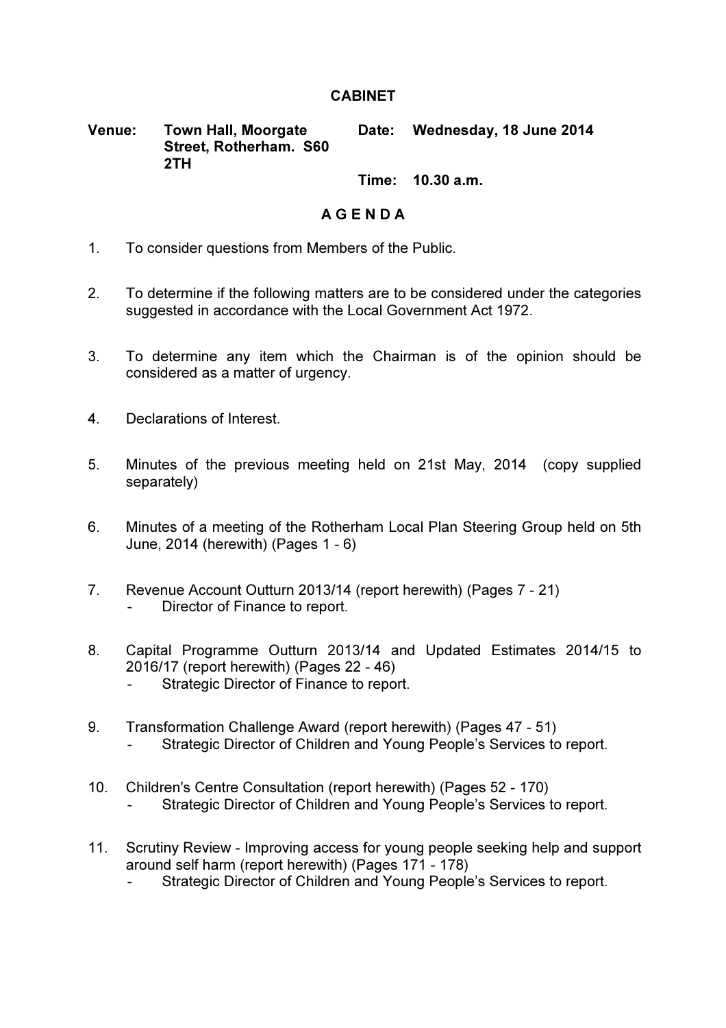# CABINET

**Venue:** Town Hall, Moorgate Street, Rotherham. S60 2TH

**Date:** Wednesday, 18 June 2014

**Time:** 10.30 a.m.

## A G E N D A

1. To consider questions from Members of the Public.

2. To determine if the following matters are to be considered under the categories suggested in accordance with the Local Government Act 1972.

3. To determine any item which the Chairman is of the opinion should be considered as a matter of urgency.

4. Declarations of Interest.

5. Minutes of the previous meeting held on 21st May, 2014 (copy supplied separately)

6. Minutes of a meeting of the Rotherham Local Plan Steering Group held on 5th June, 2014 (herewith) (Pages 1 - 6)

7. Revenue Account Outturn 2013/14 (report herewith) (Pages 7 - 21)
   - Director of Finance to report.

8. Capital Programme Outturn 2013/14 and Updated Estimates 2014/15 to 2016/17 (report herewith) (Pages 22 - 46)
   - Strategic Director of Finance to report.

9. Transformation Challenge Award (report herewith) (Pages 47 - 51)
   - Strategic Director of Children and Young People's Services to report.

10. Children's Centre Consultation (report herewith) (Pages 52 - 170)
    - Strategic Director of Children and Young People's Services to report.

11. Scrutiny Review - Improving access for young people seeking help and support around self harm (report herewith) (Pages 171 - 178)
    - Strategic Director of Children and Young People's Services to report.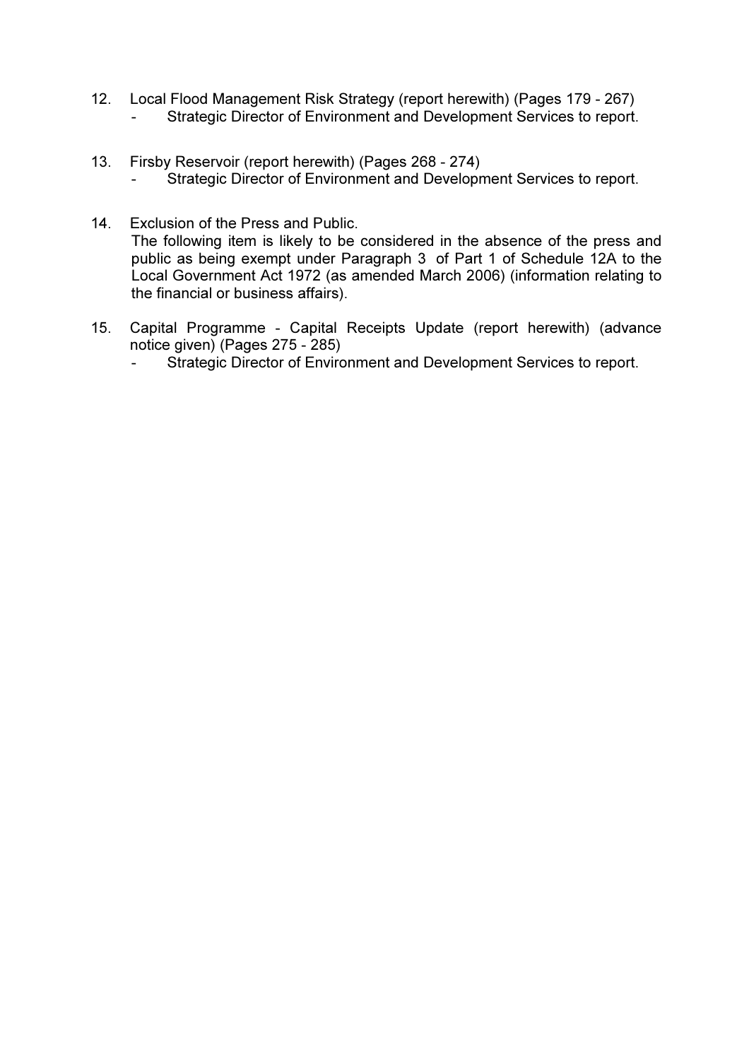12. Local Flood Management Risk Strategy (report herewith) (Pages 179 - 267)
    - Strategic Director of Environment and Development Services to report.

13. Firsby Reservoir (report herewith) (Pages 268 - 274)
    - Strategic Director of Environment and Development Services to report.

14. Exclusion of the Press and Public.
    The following item is likely to be considered in the absence of the press and public as being exempt under Paragraph 3 of Part 1 of Schedule 12A to the Local Government Act 1972 (as amended March 2006) (information relating to the financial or business affairs).

15. Capital Programme - Capital Receipts Update (report herewith) (advance notice given) (Pages 275 - 285)
    - Strategic Director of Environment and Development Services to report.